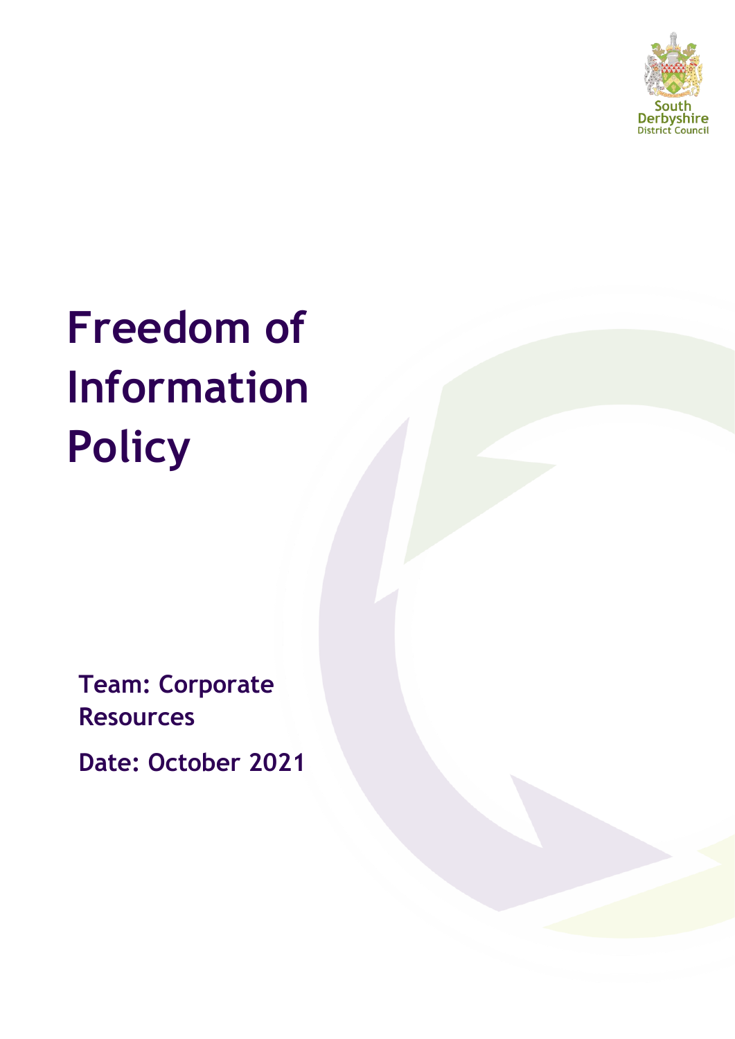# Freedom of Information Policy

**Team: Corporate Resources**

**Date: October 2021**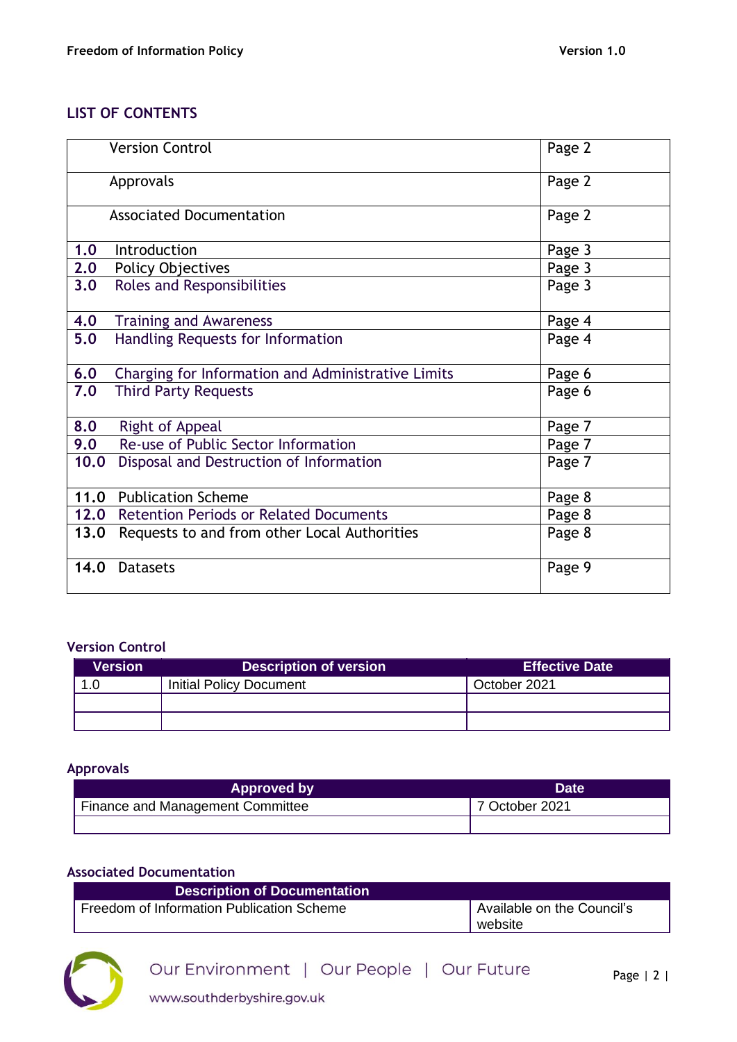## LIST OF CONTENTS

| | | |
|---|---|---|
| | Version Control | Page 2 |
| | Approvals | Page 2 |
| | Associated Documentation | Page 2 |
| 1.0 | Introduction | Page 3 |
| 2.0 | Policy Objectives | Page 3 |
| 3.0 | Roles and Responsibilities | Page 3 |
| 4.0 | Training and Awareness | Page 4 |
| 5.0 | Handling Requests for Information | Page 4 |
| 6.0 | Charging for Information and Administrative Limits | Page 6 |
| 7.0 | Third Party Requests | Page 6 |
| 8.0 | Right of Appeal | Page 7 |
| 9.0 | Re-use of Public Sector Information | Page 7 |
| 10.0 | Disposal and Destruction of Information | Page 7 |
| 11.0 | Publication Scheme | Page 8 |
| 12.0 | Retention Periods or Related Documents | Page 8 |
| 13.0 | Requests to and from other Local Authorities | Page 8 |
| 14.0 | Datasets | Page 9 |

### Version Control

| Version | Description of version | Effective Date |
|---|---|---|
| 1.0 | Initial Policy Document | October 2021 |
| | | |
| | | |

### Approvals

| Approved by | Date |
|---|---|
| Finance and Management Committee | 7 October 2021 |
| | |

### Associated Documentation

| Description of Documentation | |
|---|---|
| Freedom of Information Publication Scheme | Available on the Council's website |

Our Environment | Our People | Our Future

www.southderbyshire.gov.uk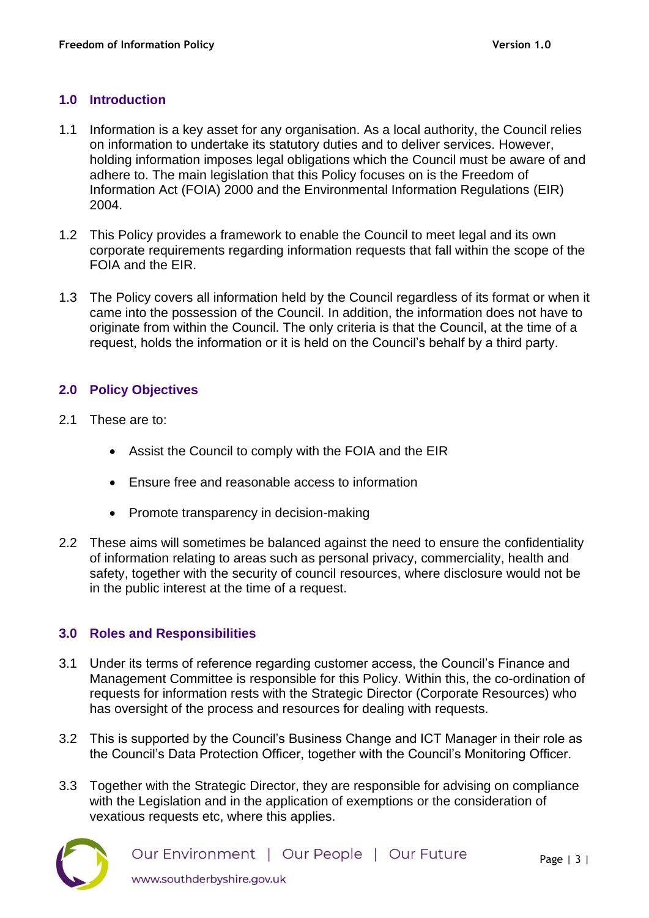## 1.0 Introduction

1.1 Information is a key asset for any organisation. As a local authority, the Council relies on information to undertake its statutory duties and to deliver services. However, holding information imposes legal obligations which the Council must be aware of and adhere to. The main legislation that this Policy focuses on is the Freedom of Information Act (FOIA) 2000 and the Environmental Information Regulations (EIR) 2004.

1.2 This Policy provides a framework to enable the Council to meet legal and its own corporate requirements regarding information requests that fall within the scope of the FOIA and the EIR.

1.3 The Policy covers all information held by the Council regardless of its format or when it came into the possession of the Council. In addition, the information does not have to originate from within the Council. The only criteria is that the Council, at the time of a request, holds the information or it is held on the Council's behalf by a third party.

## 2.0 Policy Objectives

2.1 These are to:

- Assist the Council to comply with the FOIA and the EIR
- Ensure free and reasonable access to information
- Promote transparency in decision-making

2.2 These aims will sometimes be balanced against the need to ensure the confidentiality of information relating to areas such as personal privacy, commerciality, health and safety, together with the security of council resources, where disclosure would not be in the public interest at the time of a request.

## 3.0 Roles and Responsibilities

3.1 Under its terms of reference regarding customer access, the Council's Finance and Management Committee is responsible for this Policy. Within this, the co-ordination of requests for information rests with the Strategic Director (Corporate Resources) who has oversight of the process and resources for dealing with requests.

3.2 This is supported by the Council's Business Change and ICT Manager in their role as the Council's Data Protection Officer, together with the Council's Monitoring Officer.

3.3 Together with the Strategic Director, they are responsible for advising on compliance with the Legislation and in the application of exemptions or the consideration of vexatious requests etc, where this applies.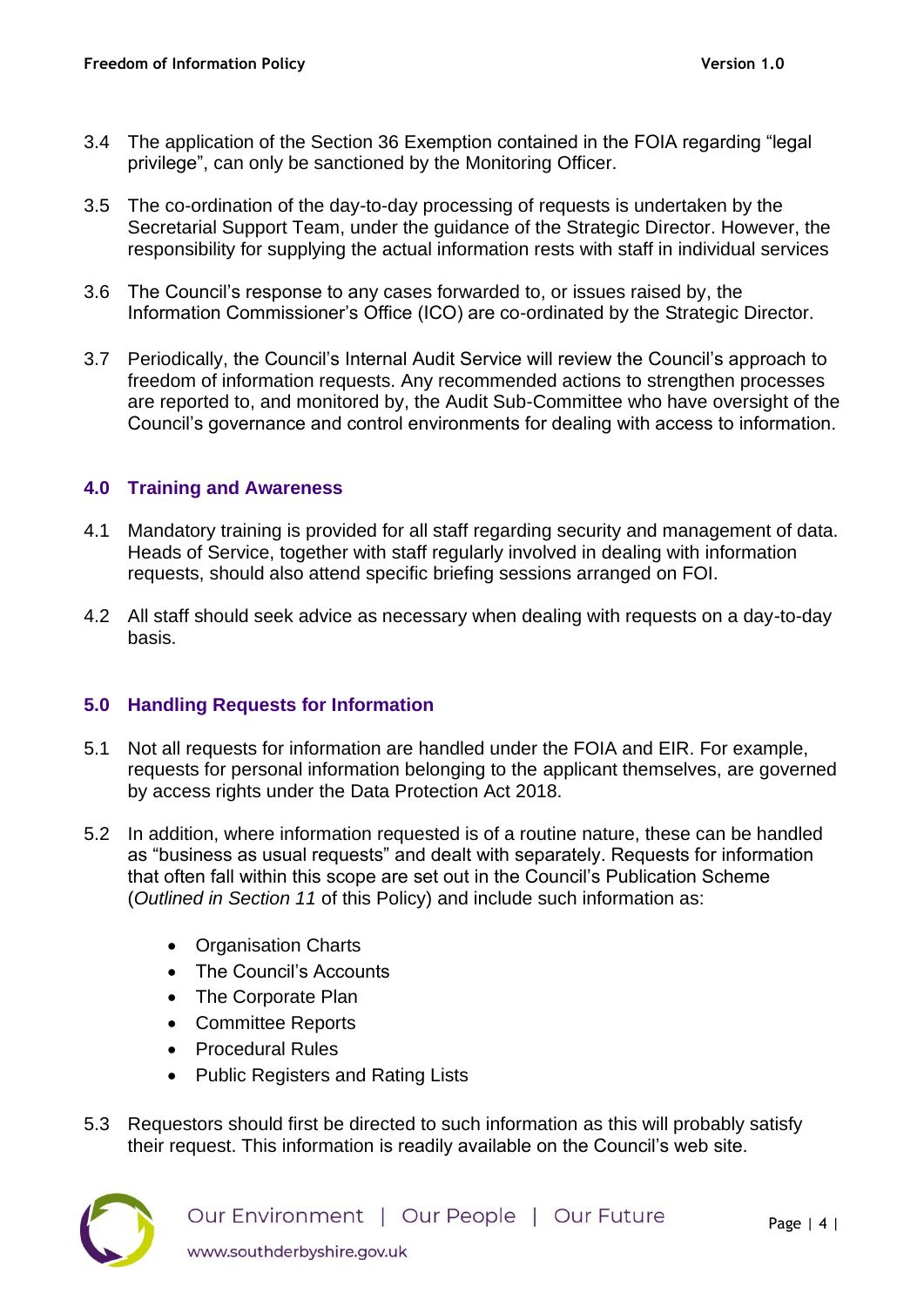3.4 The application of the Section 36 Exemption contained in the FOIA regarding "legal privilege", can only be sanctioned by the Monitoring Officer.

3.5 The co-ordination of the day-to-day processing of requests is undertaken by the Secretarial Support Team, under the guidance of the Strategic Director. However, the responsibility for supplying the actual information rests with staff in individual services

3.6 The Council's response to any cases forwarded to, or issues raised by, the Information Commissioner's Office (ICO) are co-ordinated by the Strategic Director.

3.7 Periodically, the Council's Internal Audit Service will review the Council's approach to freedom of information requests. Any recommended actions to strengthen processes are reported to, and monitored by, the Audit Sub-Committee who have oversight of the Council's governance and control environments for dealing with access to information.

## 4.0 Training and Awareness

4.1 Mandatory training is provided for all staff regarding security and management of data. Heads of Service, together with staff regularly involved in dealing with information requests, should also attend specific briefing sessions arranged on FOI.

4.2 All staff should seek advice as necessary when dealing with requests on a day-to-day basis.

## 5.0 Handling Requests for Information

5.1 Not all requests for information are handled under the FOIA and EIR. For example, requests for personal information belonging to the applicant themselves, are governed by access rights under the Data Protection Act 2018.

5.2 In addition, where information requested is of a routine nature, these can be handled as "business as usual requests" and dealt with separately. Requests for information that often fall within this scope are set out in the Council's Publication Scheme (*Outlined in Section 11* of this Policy) and include such information as:

- Organisation Charts
- The Council's Accounts
- The Corporate Plan
- Committee Reports
- Procedural Rules
- Public Registers and Rating Lists

5.3 Requestors should first be directed to such information as this will probably satisfy their request. This information is readily available on the Council's web site.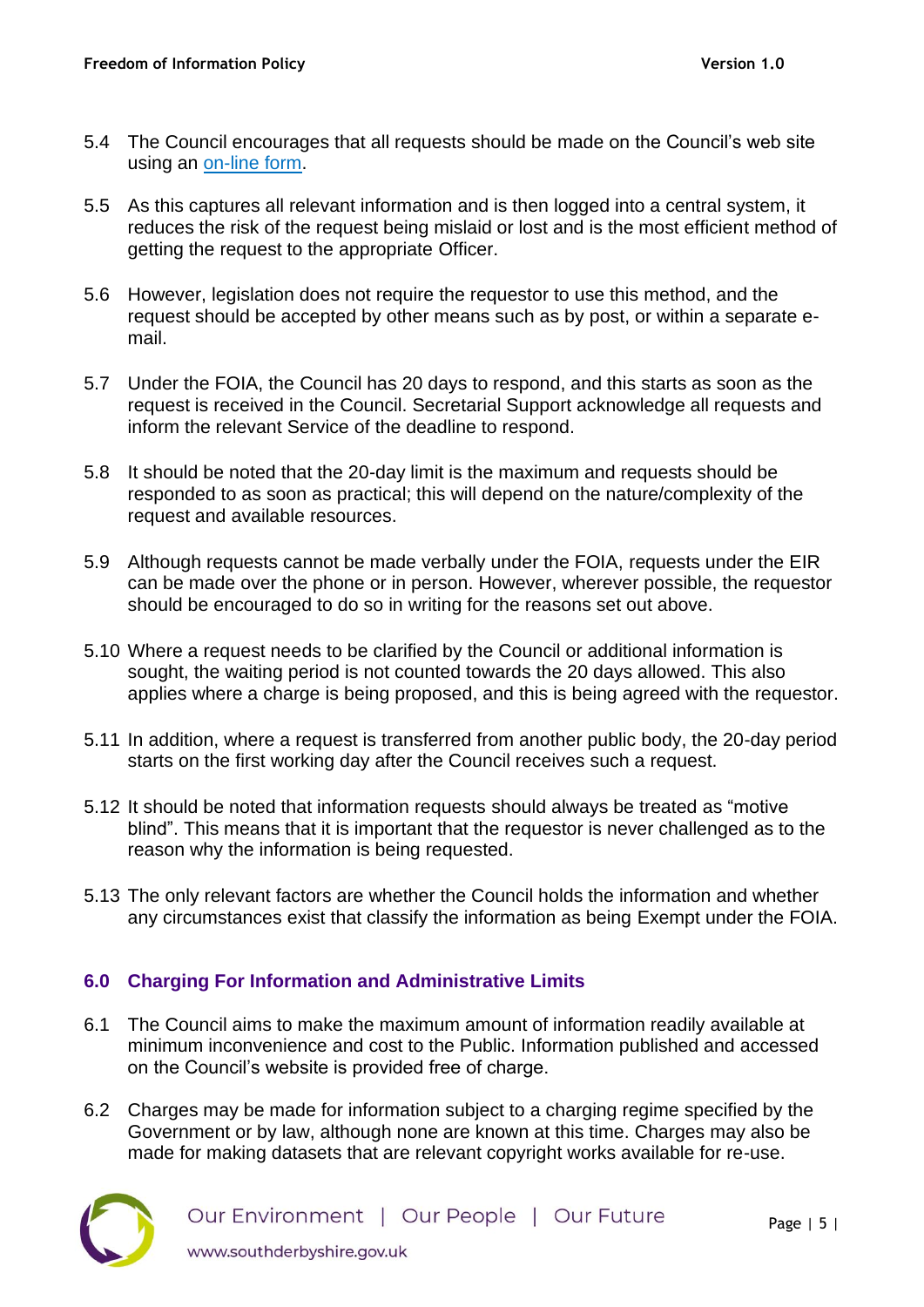5.4 The Council encourages that all requests should be made on the Council's web site using an [on-line form](on-line form).

5.5 As this captures all relevant information and is then logged into a central system, it reduces the risk of the request being mislaid or lost and is the most efficient method of getting the request to the appropriate Officer.

5.6 However, legislation does not require the requestor to use this method, and the request should be accepted by other means such as by post, or within a separate e-mail.

5.7 Under the FOIA, the Council has 20 days to respond, and this starts as soon as the request is received in the Council. Secretarial Support acknowledge all requests and inform the relevant Service of the deadline to respond.

5.8 It should be noted that the 20-day limit is the maximum and requests should be responded to as soon as practical; this will depend on the nature/complexity of the request and available resources.

5.9 Although requests cannot be made verbally under the FOIA, requests under the EIR can be made over the phone or in person. However, wherever possible, the requestor should be encouraged to do so in writing for the reasons set out above.

5.10 Where a request needs to be clarified by the Council or additional information is sought, the waiting period is not counted towards the 20 days allowed. This also applies where a charge is being proposed, and this is being agreed with the requestor.

5.11 In addition, where a request is transferred from another public body, the 20-day period starts on the first working day after the Council receives such a request.

5.12 It should be noted that information requests should always be treated as "motive blind". This means that it is important that the requestor is never challenged as to the reason why the information is being requested.

5.13 The only relevant factors are whether the Council holds the information and whether any circumstances exist that classify the information as being Exempt under the FOIA.

## 6.0 Charging For Information and Administrative Limits

6.1 The Council aims to make the maximum amount of information readily available at minimum inconvenience and cost to the Public. Information published and accessed on the Council's website is provided free of charge.

6.2 Charges may be made for information subject to a charging regime specified by the Government or by law, although none are known at this time. Charges may also be made for making datasets that are relevant copyright works available for re-use.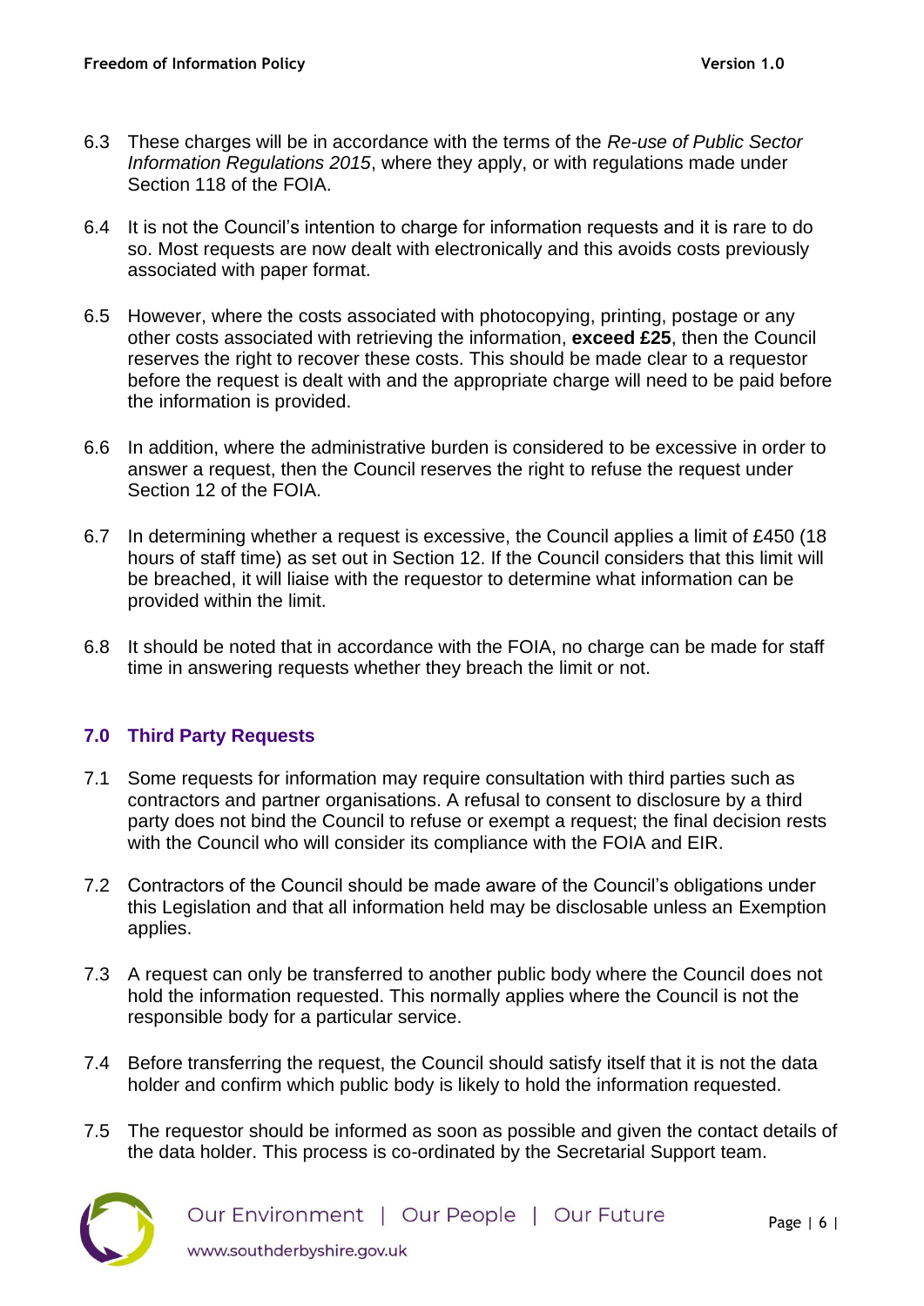6.3 These charges will be in accordance with the terms of the *Re-use of Public Sector Information Regulations 2015*, where they apply, or with regulations made under Section 118 of the FOIA.

6.4 It is not the Council's intention to charge for information requests and it is rare to do so. Most requests are now dealt with electronically and this avoids costs previously associated with paper format.

6.5 However, where the costs associated with photocopying, printing, postage or any other costs associated with retrieving the information, **exceed £25**, then the Council reserves the right to recover these costs. This should be made clear to a requestor before the request is dealt with and the appropriate charge will need to be paid before the information is provided.

6.6 In addition, where the administrative burden is considered to be excessive in order to answer a request, then the Council reserves the right to refuse the request under Section 12 of the FOIA.

6.7 In determining whether a request is excessive, the Council applies a limit of £450 (18 hours of staff time) as set out in Section 12. If the Council considers that this limit will be breached, it will liaise with the requestor to determine what information can be provided within the limit.

6.8 It should be noted that in accordance with the FOIA, no charge can be made for staff time in answering requests whether they breach the limit or not.

## 7.0 Third Party Requests

7.1 Some requests for information may require consultation with third parties such as contractors and partner organisations. A refusal to consent to disclosure by a third party does not bind the Council to refuse or exempt a request; the final decision rests with the Council who will consider its compliance with the FOIA and EIR.

7.2 Contractors of the Council should be made aware of the Council's obligations under this Legislation and that all information held may be disclosable unless an Exemption applies.

7.3 A request can only be transferred to another public body where the Council does not hold the information requested. This normally applies where the Council is not the responsible body for a particular service.

7.4 Before transferring the request, the Council should satisfy itself that it is not the data holder and confirm which public body is likely to hold the information requested.

7.5 The requestor should be informed as soon as possible and given the contact details of the data holder. This process is co-ordinated by the Secretarial Support team.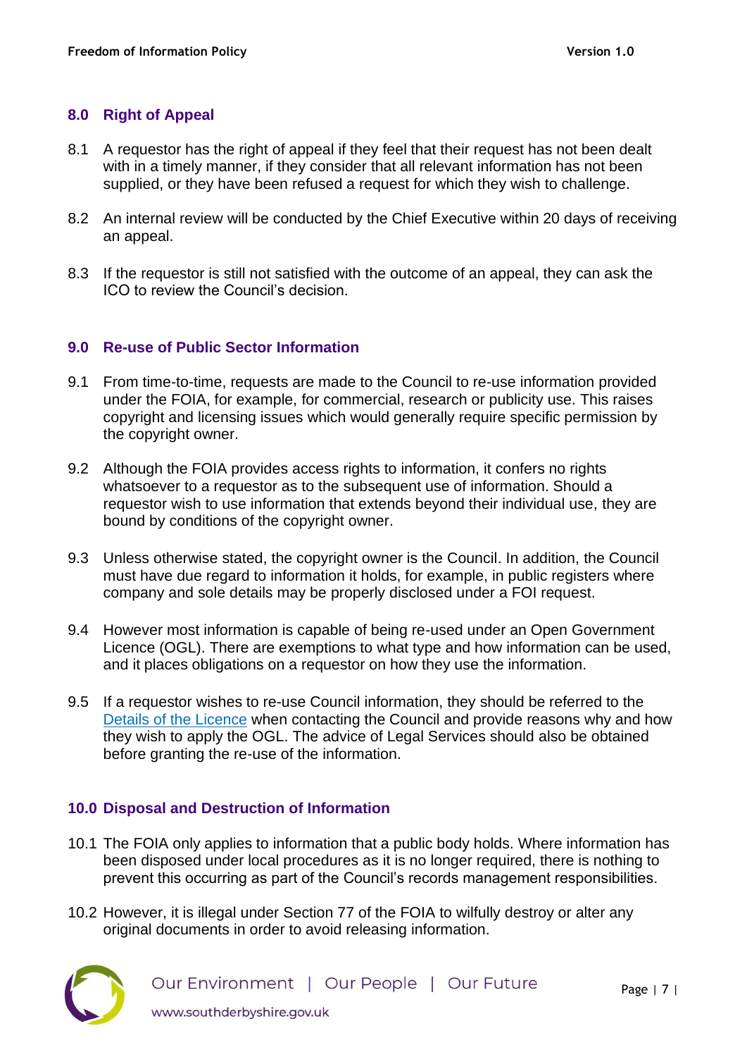## 8.0 Right of Appeal

8.1 A requestor has the right of appeal if they feel that their request has not been dealt with in a timely manner, if they consider that all relevant information has not been supplied, or they have been refused a request for which they wish to challenge.

8.2 An internal review will be conducted by the Chief Executive within 20 days of receiving an appeal.

8.3 If the requestor is still not satisfied with the outcome of an appeal, they can ask the ICO to review the Council's decision.

## 9.0 Re-use of Public Sector Information

9.1 From time-to-time, requests are made to the Council to re-use information provided under the FOIA, for example, for commercial, research or publicity use. This raises copyright and licensing issues which would generally require specific permission by the copyright owner.

9.2 Although the FOIA provides access rights to information, it confers no rights whatsoever to a requestor as to the subsequent use of information. Should a requestor wish to use information that extends beyond their individual use, they are bound by conditions of the copyright owner.

9.3 Unless otherwise stated, the copyright owner is the Council. In addition, the Council must have due regard to information it holds, for example, in public registers where company and sole details may be properly disclosed under a FOI request.

9.4 However most information is capable of being re-used under an Open Government Licence (OGL). There are exemptions to what type and how information can be used, and it places obligations on a requestor on how they use the information.

9.5 If a requestor wishes to re-use Council information, they should be referred to the Details of the Licence when contacting the Council and provide reasons why and how they wish to apply the OGL. The advice of Legal Services should also be obtained before granting the re-use of the information.

## 10.0 Disposal and Destruction of Information

10.1 The FOIA only applies to information that a public body holds. Where information has been disposed under local procedures as it is no longer required, there is nothing to prevent this occurring as part of the Council's records management responsibilities.

10.2 However, it is illegal under Section 77 of the FOIA to wilfully destroy or alter any original documents in order to avoid releasing information.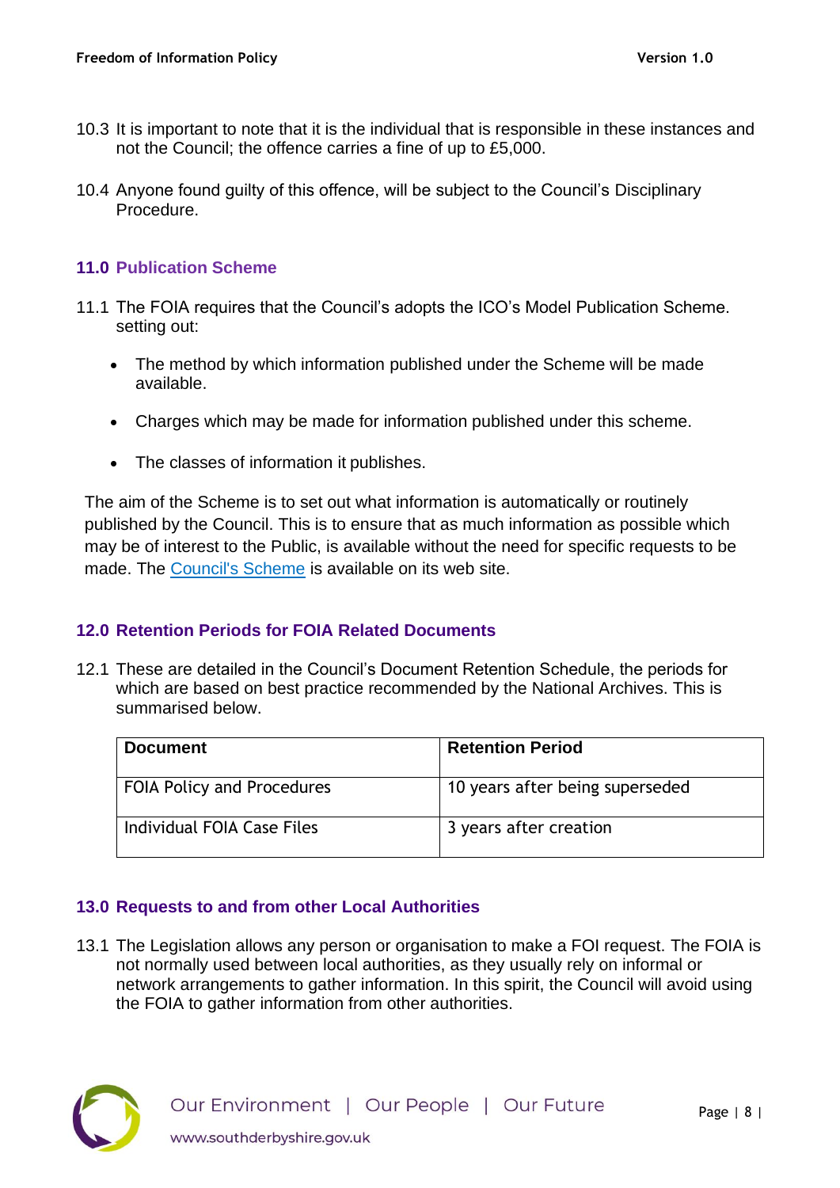10.3 It is important to note that it is the individual that is responsible in these instances and not the Council; the offence carries a fine of up to £5,000.

10.4 Anyone found guilty of this offence, will be subject to the Council's Disciplinary Procedure.

## 11.0 Publication Scheme

11.1 The FOIA requires that the Council's adopts the ICO's Model Publication Scheme. setting out:

- The method by which information published under the Scheme will be made available.
- Charges which may be made for information published under this scheme.
- The classes of information it publishes.

The aim of the Scheme is to set out what information is automatically or routinely published by the Council. This is to ensure that as much information as possible which may be of interest to the Public, is available without the need for specific requests to be made. The Council's Scheme is available on its web site.

## 12.0 Retention Periods for FOIA Related Documents

12.1 These are detailed in the Council's Document Retention Schedule, the periods for which are based on best practice recommended by the National Archives. This is summarised below.

| Document | Retention Period |
|---|---|
| FOIA Policy and Procedures | 10 years after being superseded |
| Individual FOIA Case Files | 3 years after creation |

## 13.0 Requests to and from other Local Authorities

13.1 The Legislation allows any person or organisation to make a FOI request. The FOIA is not normally used between local authorities, as they usually rely on informal or network arrangements to gather information. In this spirit, the Council will avoid using the FOIA to gather information from other authorities.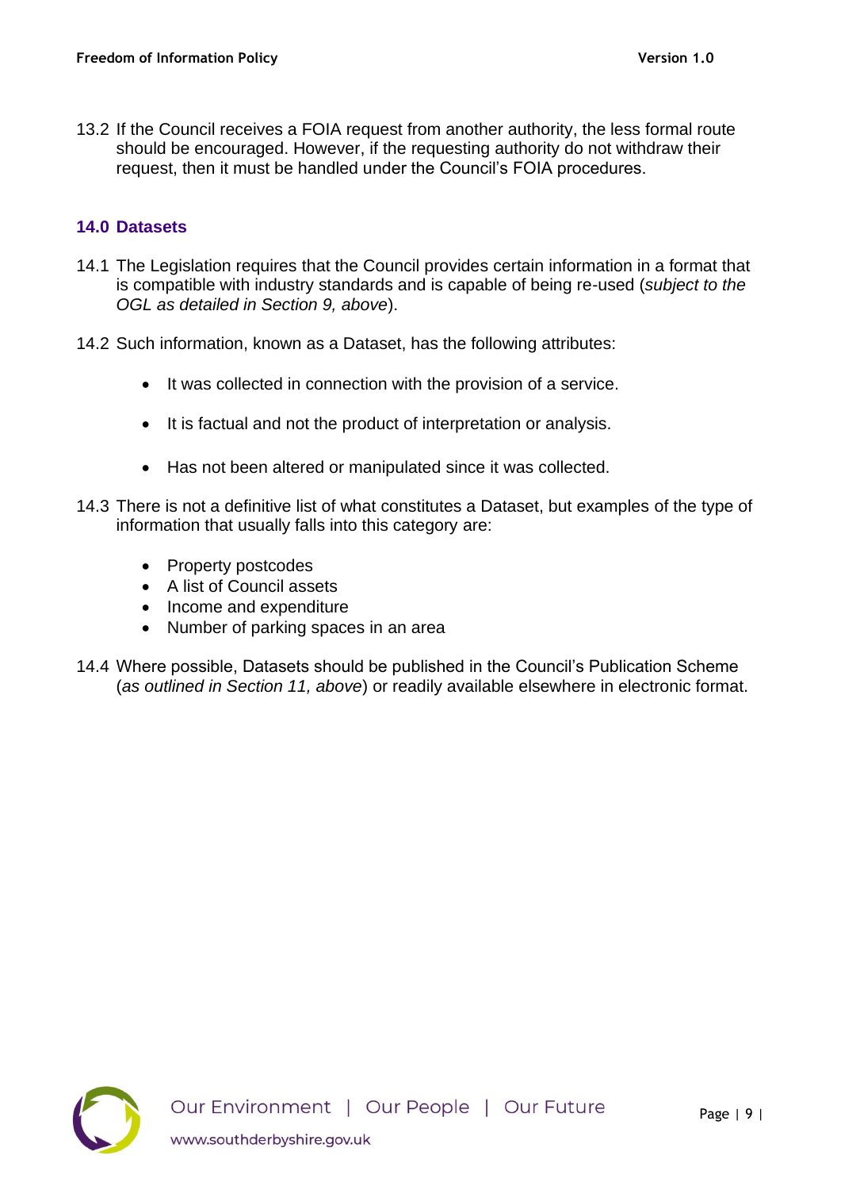13.2 If the Council receives a FOIA request from another authority, the less formal route should be encouraged. However, if the requesting authority do not withdraw their request, then it must be handled under the Council's FOIA procedures.

## 14.0 Datasets

14.1 The Legislation requires that the Council provides certain information in a format that is compatible with industry standards and is capable of being re-used (*subject to the OGL as detailed in Section 9, above*).

14.2 Such information, known as a Dataset, has the following attributes:

- It was collected in connection with the provision of a service.
- It is factual and not the product of interpretation or analysis.
- Has not been altered or manipulated since it was collected.

14.3 There is not a definitive list of what constitutes a Dataset, but examples of the type of information that usually falls into this category are:

- Property postcodes
- A list of Council assets
- Income and expenditure
- Number of parking spaces in an area

14.4 Where possible, Datasets should be published in the Council's Publication Scheme (*as outlined in Section 11, above*) or readily available elsewhere in electronic format.